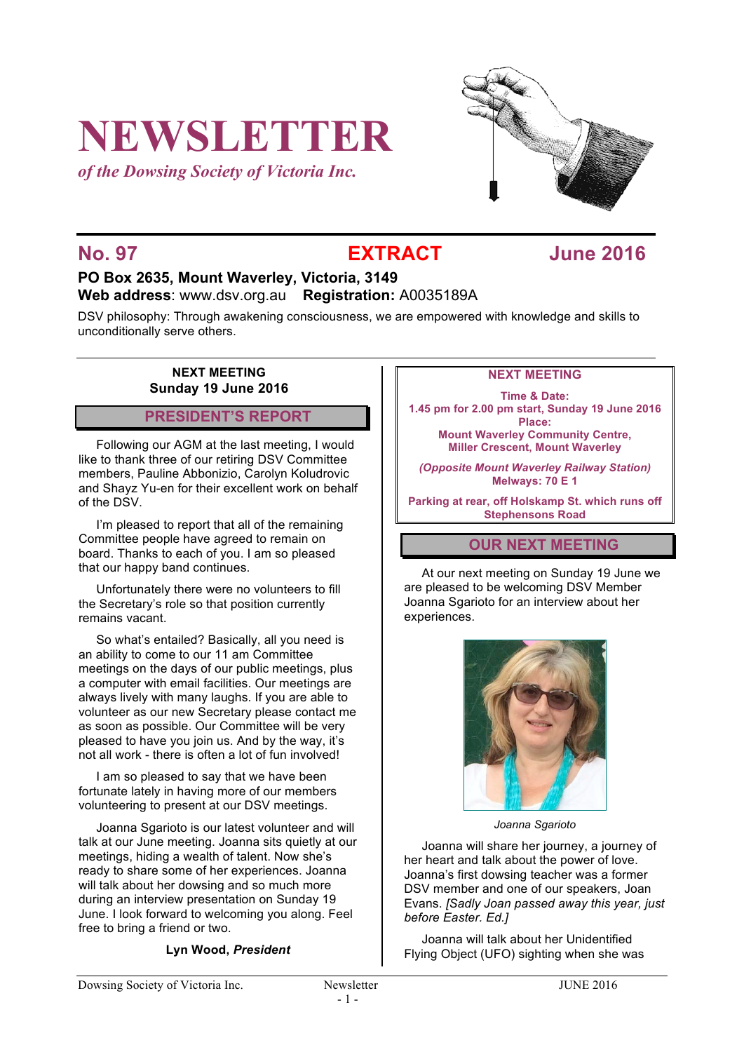# NEWSLETTER

*of the Dowsing Society of Victoria Inc.*

**No. 97** **EXTRACT** **June 2016**

**PO Box 2635, Mount Waverley, Victoria, 3149**
**Web address**: www.dsv.org.au **Registration:** A0035189A

DSV philosophy: Through awakening consciousness, we are empowered with knowledge and skills to unconditionally serve others.

**NEXT MEETING**
**Sunday 19 June 2016**

## PRESIDENT'S REPORT

Following our AGM at the last meeting, I would like to thank three of our retiring DSV Committee members, Pauline Abbonizio, Carolyn Koludrovic and Shayz Yu-en for their excellent work on behalf of the DSV.

I'm pleased to report that all of the remaining Committee people have agreed to remain on board. Thanks to each of you. I am so pleased that our happy band continues.

Unfortunately there were no volunteers to fill the Secretary's role so that position currently remains vacant.

So what's entailed? Basically, all you need is an ability to come to our 11 am Committee meetings on the days of our public meetings, plus a computer with email facilities. Our meetings are always lively with many laughs. If you are able to volunteer as our new Secretary please contact me as soon as possible. Our Committee will be very pleased to have you join us. And by the way, it's not all work - there is often a lot of fun involved!

I am so pleased to say that we have been fortunate lately in having more of our members volunteering to present at our DSV meetings.

Joanna Sgarioto is our latest volunteer and will talk at our June meeting. Joanna sits quietly at our meetings, hiding a wealth of talent. Now she's ready to share some of her experiences. Joanna will talk about her dowsing and so much more during an interview presentation on Sunday 19 June. I look forward to welcoming you along. Feel free to bring a friend or two.

**Lyn Wood, *President***

**NEXT MEETING**

**Time & Date:**
**1.45 pm for 2.00 pm start, Sunday 19 June 2016**
**Place:**
**Mount Waverley Community Centre, Miller Crescent, Mount Waverley**

***(Opposite Mount Waverley Railway Station)***
**Melways: 70 E 1**

**Parking at rear, off Holskamp St. which runs off Stephensons Road**

## OUR NEXT MEETING

At our next meeting on Sunday 19 June we are pleased to be welcoming DSV Member Joanna Sgarioto for an interview about her experiences.

*Joanna Sgarioto*

Joanna will share her journey, a journey of her heart and talk about the power of love. Joanna's first dowsing teacher was a former DSV member and one of our speakers, Joan Evans. *[Sadly Joan passed away this year, just before Easter. Ed.]*

Joanna will talk about her Unidentified Flying Object (UFO) sighting when she was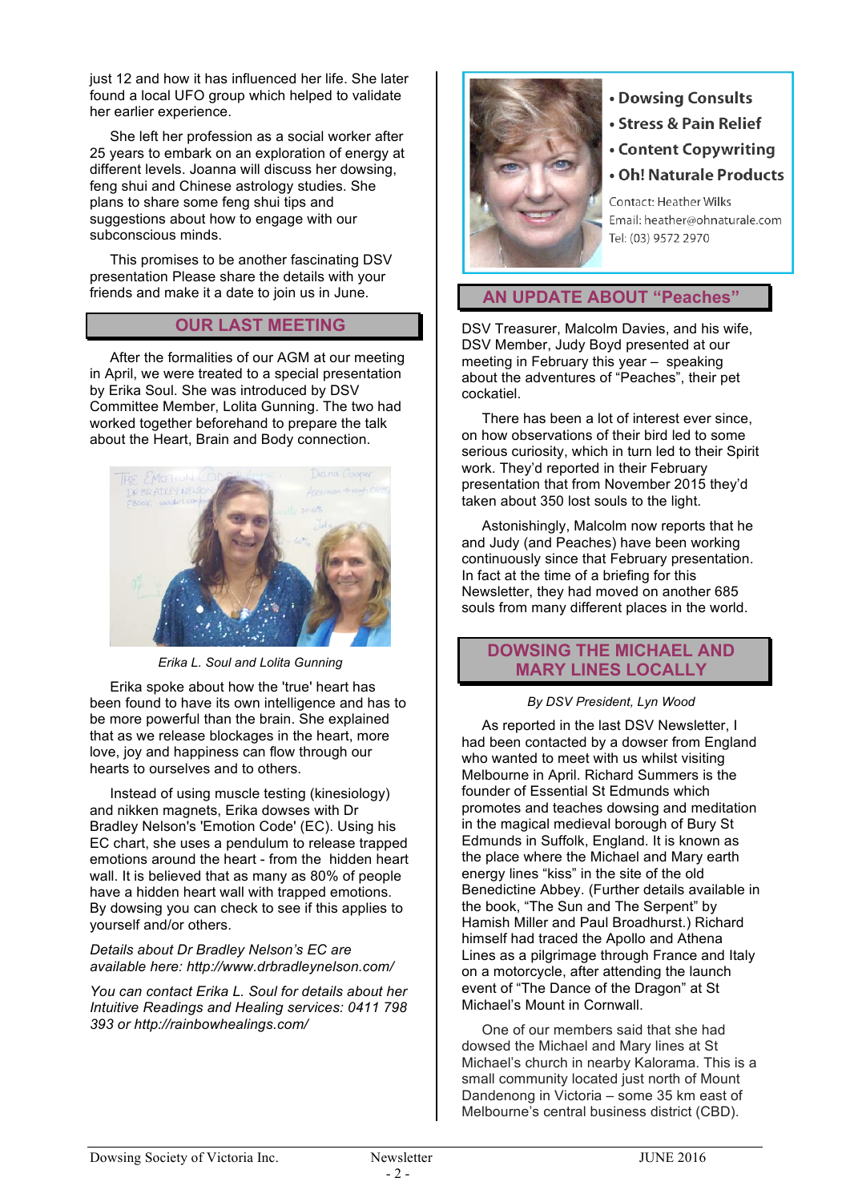just 12 and how it has influenced her life. She later found a local UFO group which helped to validate her earlier experience.

She left her profession as a social worker after 25 years to embark on an exploration of energy at different levels. Joanna will discuss her dowsing, feng shui and Chinese astrology studies. She plans to share some feng shui tips and suggestions about how to engage with our subconscious minds.

This promises to be another fascinating DSV presentation Please share the details with your friends and make it a date to join us in June.

## OUR LAST MEETING

After the formalities of our AGM at our meeting in April, we were treated to a special presentation by Erika Soul. She was introduced by DSV Committee Member, Lolita Gunning. The two had worked together beforehand to prepare the talk about the Heart, Brain and Body connection.

*Erika L. Soul and Lolita Gunning*

Erika spoke about how the 'true' heart has been found to have its own intelligence and has to be more powerful than the brain. She explained that as we release blockages in the heart, more love, joy and happiness can flow through our hearts to ourselves and to others.

Instead of using muscle testing (kinesiology) and nikken magnets, Erika dowses with Dr Bradley Nelson's 'Emotion Code' (EC). Using his EC chart, she uses a pendulum to release trapped emotions around the heart - from the hidden heart wall. It is believed that as many as 80% of people have a hidden heart wall with trapped emotions. By dowsing you can check to see if this applies to yourself and/or others.

*Details about Dr Bradley Nelson's EC are available here: http://www.drbradleynelson.com/*

*You can contact Erika L. Soul for details about her Intuitive Readings and Healing services: 0411 798 393 or http://rainbowhealings.com/*

- **Dowsing Consults**
- **Stress & Pain Relief**
- **Content Copywriting**
- **Oh! Naturale Products**

Contact: Heather Wilks
Email: heather@ohnaturale.com
Tel: (03) 9572 2970

## AN UPDATE ABOUT "Peaches"

DSV Treasurer, Malcolm Davies, and his wife, DSV Member, Judy Boyd presented at our meeting in February this year – speaking about the adventures of "Peaches", their pet cockatiel.

There has been a lot of interest ever since, on how observations of their bird led to some serious curiosity, which in turn led to their Spirit work. They'd reported in their February presentation that from November 2015 they'd taken about 350 lost souls to the light.

Astonishingly, Malcolm now reports that he and Judy (and Peaches) have been working continuously since that February presentation. In fact at the time of a briefing for this Newsletter, they had moved on another 685 souls from many different places in the world.

## DOWSING THE MICHAEL AND MARY LINES LOCALLY

*By DSV President, Lyn Wood*

As reported in the last DSV Newsletter, I had been contacted by a dowser from England who wanted to meet with us whilst visiting Melbourne in April. Richard Summers is the founder of Essential St Edmunds which promotes and teaches dowsing and meditation in the magical medieval borough of Bury St Edmunds in Suffolk, England. It is known as the place where the Michael and Mary earth energy lines "kiss" in the site of the old Benedictine Abbey. (Further details available in the book, "The Sun and The Serpent" by Hamish Miller and Paul Broadhurst.) Richard himself had traced the Apollo and Athena Lines as a pilgrimage through France and Italy on a motorcycle, after attending the launch event of "The Dance of the Dragon" at St Michael's Mount in Cornwall.

One of our members said that she had dowsed the Michael and Mary lines at St Michael's church in nearby Kalorama. This is a small community located just north of Mount Dandenong in Victoria – some 35 km east of Melbourne's central business district (CBD).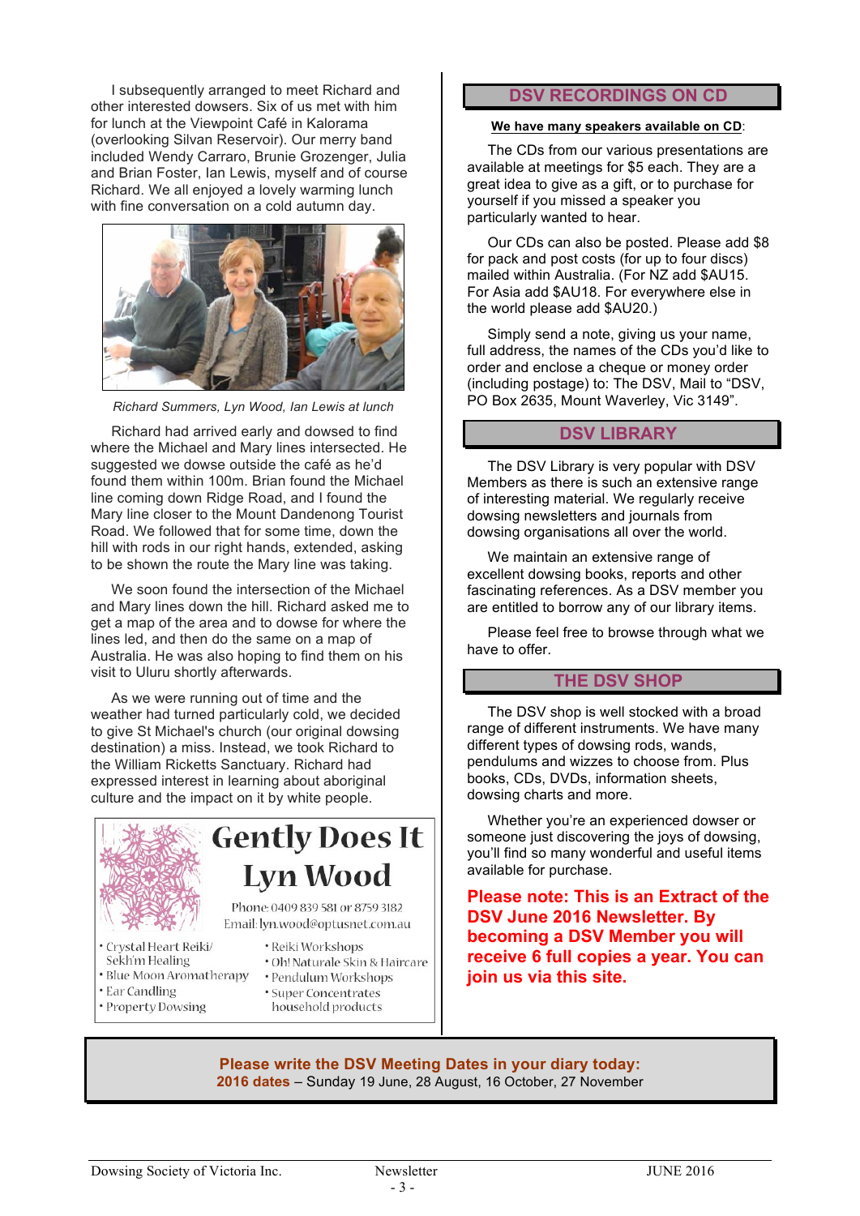I subsequently arranged to meet Richard and other interested dowsers. Six of us met with him for lunch at the Viewpoint Café in Kalorama (overlooking Silvan Reservoir). Our merry band included Wendy Carraro, Brunie Grozenger, Julia and Brian Foster, Ian Lewis, myself and of course Richard. We all enjoyed a lovely warming lunch with fine conversation on a cold autumn day.

*Richard Summers, Lyn Wood, Ian Lewis at lunch*

Richard had arrived early and dowsed to find where the Michael and Mary lines intersected. He suggested we dowse outside the café as he'd found them within 100m. Brian found the Michael line coming down Ridge Road, and I found the Mary line closer to the Mount Dandenong Tourist Road. We followed that for some time, down the hill with rods in our right hands, extended, asking to be shown the route the Mary line was taking.

We soon found the intersection of the Michael and Mary lines down the hill. Richard asked me to get a map of the area and to dowse for where the lines led, and then do the same on a map of Australia. He was also hoping to find them on his visit to Uluru shortly afterwards.

As we were running out of time and the weather had turned particularly cold, we decided to give St Michael's church (our original dowsing destination) a miss. Instead, we took Richard to the William Ricketts Sanctuary. Richard had expressed interest in learning about aboriginal culture and the impact on it by white people.

**Gently Does It**
**Lyn Wood**

Phone: 0409 839 581 or 8759 3182
Email: lyn.wood@optusnet.com.au

- Crystal Heart Reiki/ Sekh'm Healing
- Blue Moon Aromatherapy
- Ear Candling
- Property Dowsing
- Reiki Workshops
- Oh! Naturale Skin & Haircare
- Pendulum Workshops
- Super Concentrates household products

## DSV RECORDINGS ON CD

**We have many speakers available on CD:**

The CDs from our various presentations are available at meetings for $5 each. They are a great idea to give as a gift, or to purchase for yourself if you missed a speaker you particularly wanted to hear.

Our CDs can also be posted. Please add $8 for pack and post costs (for up to four discs) mailed within Australia. (For NZ add $AU15. For Asia add $AU18. For everywhere else in the world please add $AU20.)

Simply send a note, giving us your name, full address, the names of the CDs you'd like to order and enclose a cheque or money order (including postage) to: The DSV, Mail to "DSV, PO Box 2635, Mount Waverley, Vic 3149".

## DSV LIBRARY

The DSV Library is very popular with DSV Members as there is such an extensive range of interesting material. We regularly receive dowsing newsletters and journals from dowsing organisations all over the world.

We maintain an extensive range of excellent dowsing books, reports and other fascinating references. As a DSV member you are entitled to borrow any of our library items.

Please feel free to browse through what we have to offer.

## THE DSV SHOP

The DSV shop is well stocked with a broad range of different instruments. We have many different types of dowsing rods, wands, pendulums and wizzes to choose from. Plus books, CDs, DVDs, information sheets, dowsing charts and more.

Whether you're an experienced dowser or someone just discovering the joys of dowsing, you'll find so many wonderful and useful items available for purchase.

**Please note: This is an Extract of the DSV June 2016 Newsletter. By becoming a DSV Member you will receive 6 full copies a year. You can join us via this site.**

**Please write the DSV Meeting Dates in your diary today:**
**2016 dates** – Sunday 19 June, 28 August, 16 October, 27 November